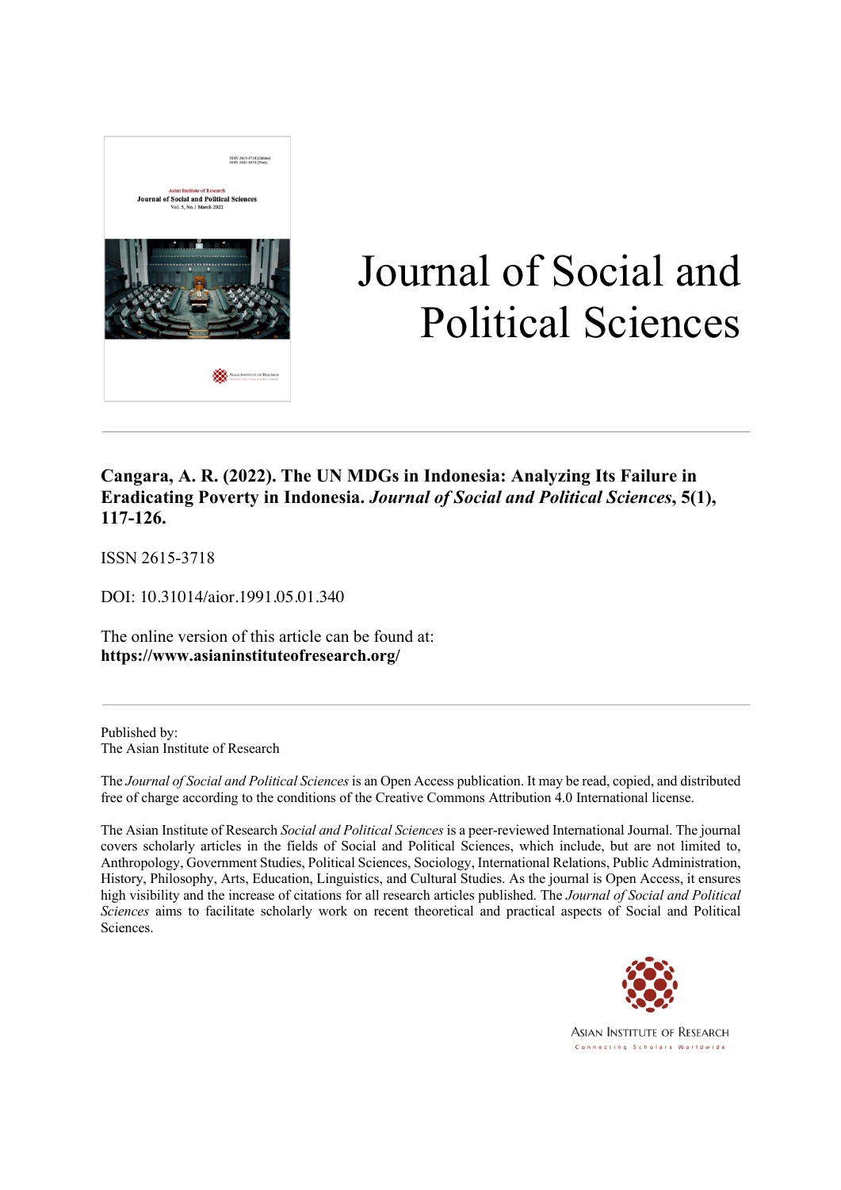# Journal of Social and Political Sciences

**Cangara, A. R. (2022). The UN MDGs in Indonesia: Analyzing Its Failure in Eradicating Poverty in Indonesia. *Journal of Social and Political Sciences*, 5(1), 117-126.**

ISSN 2615-3718

DOI: 10.31014/aior.1991.05.01.340

The online version of this article can be found at:
**https://www.asianinstituteofresearch.org/**

---

Published by:
The Asian Institute of Research

The *Journal of Social and Political Sciences* is an Open Access publication. It may be read, copied, and distributed free of charge according to the conditions of the Creative Commons Attribution 4.0 International license.

The Asian Institute of Research *Social and Political Sciences* is a peer-reviewed International Journal. The journal covers scholarly articles in the fields of Social and Political Sciences, which include, but are not limited to, Anthropology, Government Studies, Political Sciences, Sociology, International Relations, Public Administration, History, Philosophy, Arts, Education, Linguistics, and Cultural Studies. As the journal is Open Access, it ensures high visibility and the increase of citations for all research articles published. The *Journal of Social and Political Sciences* aims to facilitate scholarly work on recent theoretical and practical aspects of Social and Political Sciences.

ASIAN INSTITUTE OF RESEARCH
Connecting Scholars Worldwide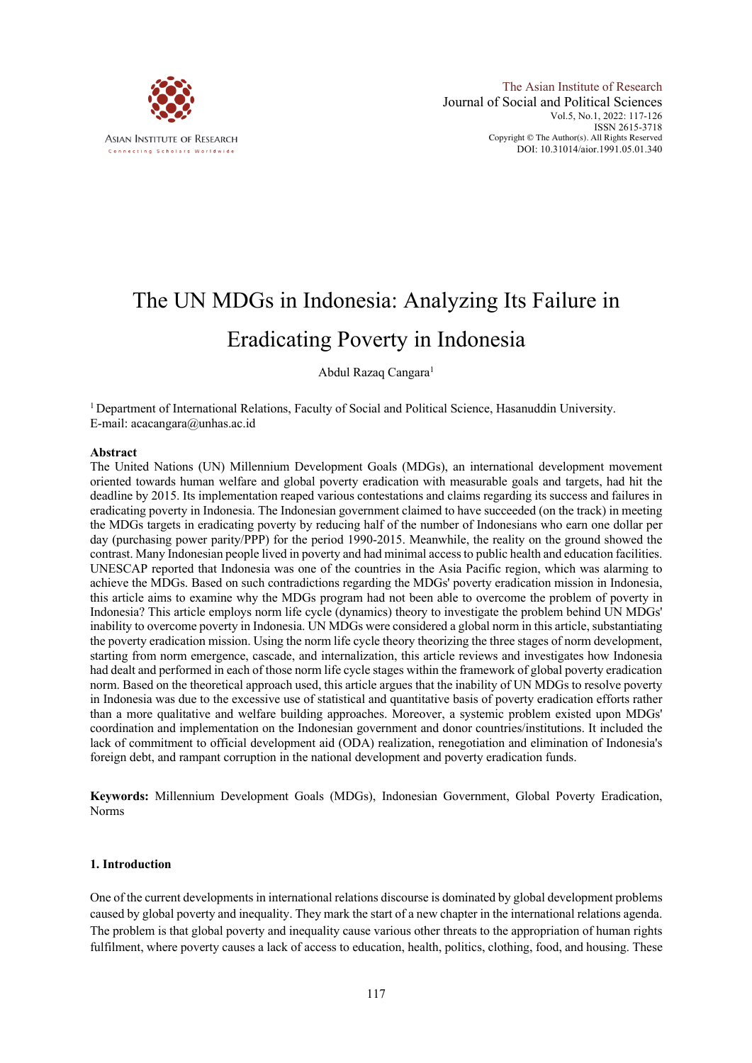# The UN MDGs in Indonesia: Analyzing Its Failure in Eradicating Poverty in Indonesia

Abdul Razaq Cangara[1]

[1] Department of International Relations, Faculty of Social and Political Science, Hasanuddin University. E-mail: acacangara@unhas.ac.id

## Abstract

The United Nations (UN) Millennium Development Goals (MDGs), an international development movement oriented towards human welfare and global poverty eradication with measurable goals and targets, had hit the deadline by 2015. Its implementation reaped various contestations and claims regarding its success and failures in eradicating poverty in Indonesia. The Indonesian government claimed to have succeeded (on the track) in meeting the MDGs targets in eradicating poverty by reducing half of the number of Indonesians who earn one dollar per day (purchasing power parity/PPP) for the period 1990-2015. Meanwhile, the reality on the ground showed the contrast. Many Indonesian people lived in poverty and had minimal access to public health and education facilities. UNESCAP reported that Indonesia was one of the countries in the Asia Pacific region, which was alarming to achieve the MDGs. Based on such contradictions regarding the MDGs' poverty eradication mission in Indonesia, this article aims to examine why the MDGs program had not been able to overcome the problem of poverty in Indonesia? This article employs norm life cycle (dynamics) theory to investigate the problem behind UN MDGs' inability to overcome poverty in Indonesia. UN MDGs were considered a global norm in this article, substantiating the poverty eradication mission. Using the norm life cycle theory theorizing the three stages of norm development, starting from norm emergence, cascade, and internalization, this article reviews and investigates how Indonesia had dealt and performed in each of those norm life cycle stages within the framework of global poverty eradication norm. Based on the theoretical approach used, this article argues that the inability of UN MDGs to resolve poverty in Indonesia was due to the excessive use of statistical and quantitative basis of poverty eradication efforts rather than a more qualitative and welfare building approaches. Moreover, a systemic problem existed upon MDGs' coordination and implementation on the Indonesian government and donor countries/institutions. It included the lack of commitment to official development aid (ODA) realization, renegotiation and elimination of Indonesia's foreign debt, and rampant corruption in the national development and poverty eradication funds.

**Keywords:** Millennium Development Goals (MDGs), Indonesian Government, Global Poverty Eradication, Norms

## 1. Introduction

One of the current developments in international relations discourse is dominated by global development problems caused by global poverty and inequality. They mark the start of a new chapter in the international relations agenda. The problem is that global poverty and inequality cause various other threats to the appropriation of human rights fulfilment, where poverty causes a lack of access to education, health, politics, clothing, food, and housing. These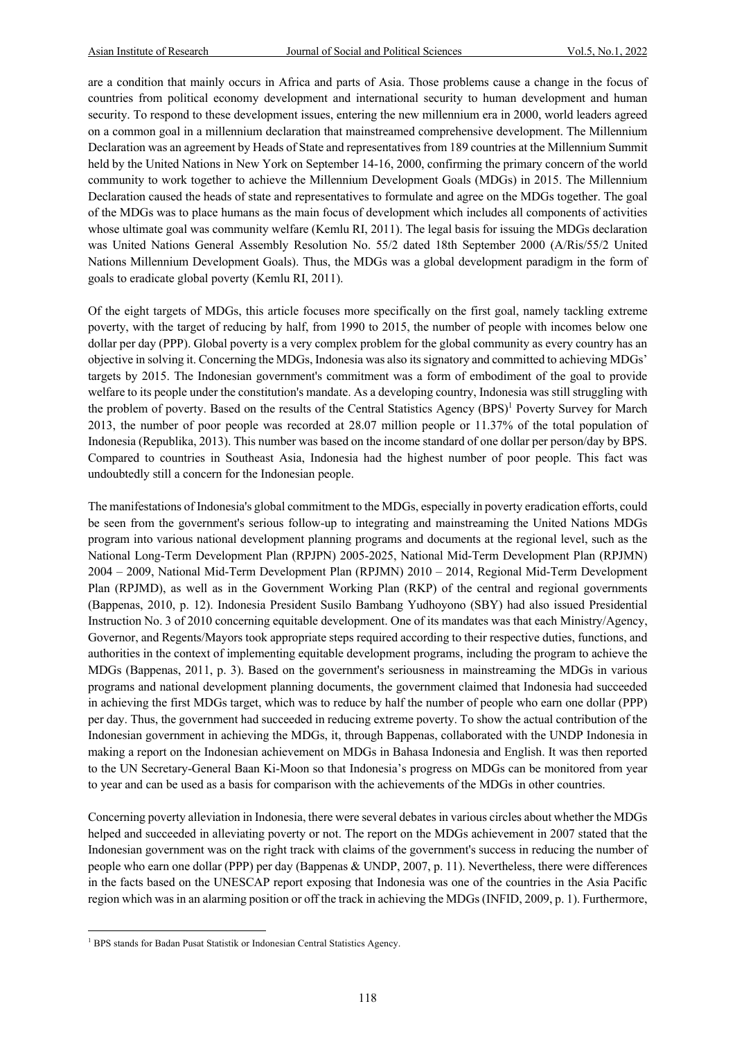are a condition that mainly occurs in Africa and parts of Asia. Those problems cause a change in the focus of countries from political economy development and international security to human development and human security. To respond to these development issues, entering the new millennium era in 2000, world leaders agreed on a common goal in a millennium declaration that mainstreamed comprehensive development. The Millennium Declaration was an agreement by Heads of State and representatives from 189 countries at the Millennium Summit held by the United Nations in New York on September 14-16, 2000, confirming the primary concern of the world community to work together to achieve the Millennium Development Goals (MDGs) in 2015. The Millennium Declaration caused the heads of state and representatives to formulate and agree on the MDGs together. The goal of the MDGs was to place humans as the main focus of development which includes all components of activities whose ultimate goal was community welfare (Kemlu RI, 2011). The legal basis for issuing the MDGs declaration was United Nations General Assembly Resolution No. 55/2 dated 18th September 2000 (A/Ris/55/2 United Nations Millennium Development Goals). Thus, the MDGs was a global development paradigm in the form of goals to eradicate global poverty (Kemlu RI, 2011).

Of the eight targets of MDGs, this article focuses more specifically on the first goal, namely tackling extreme poverty, with the target of reducing by half, from 1990 to 2015, the number of people with incomes below one dollar per day (PPP). Global poverty is a very complex problem for the global community as every country has an objective in solving it. Concerning the MDGs, Indonesia was also its signatory and committed to achieving MDGs' targets by 2015. The Indonesian government's commitment was a form of embodiment of the goal to provide welfare to its people under the constitution's mandate. As a developing country, Indonesia was still struggling with the problem of poverty. Based on the results of the Central Statistics Agency (BPS)[1] Poverty Survey for March 2013, the number of poor people was recorded at 28.07 million people or 11.37% of the total population of Indonesia (Republika, 2013). This number was based on the income standard of one dollar per person/day by BPS. Compared to countries in Southeast Asia, Indonesia had the highest number of poor people. This fact was undoubtedly still a concern for the Indonesian people.

The manifestations of Indonesia's global commitment to the MDGs, especially in poverty eradication efforts, could be seen from the government's serious follow-up to integrating and mainstreaming the United Nations MDGs program into various national development planning programs and documents at the regional level, such as the National Long-Term Development Plan (RPJPN) 2005-2025, National Mid-Term Development Plan (RPJMN) 2004 – 2009, National Mid-Term Development Plan (RPJMN) 2010 – 2014, Regional Mid-Term Development Plan (RPJMD), as well as in the Government Working Plan (RKP) of the central and regional governments (Bappenas, 2010, p. 12). Indonesia President Susilo Bambang Yudhoyono (SBY) had also issued Presidential Instruction No. 3 of 2010 concerning equitable development. One of its mandates was that each Ministry/Agency, Governor, and Regents/Mayors took appropriate steps required according to their respective duties, functions, and authorities in the context of implementing equitable development programs, including the program to achieve the MDGs (Bappenas, 2011, p. 3). Based on the government's seriousness in mainstreaming the MDGs in various programs and national development planning documents, the government claimed that Indonesia had succeeded in achieving the first MDGs target, which was to reduce by half the number of people who earn one dollar (PPP) per day. Thus, the government had succeeded in reducing extreme poverty. To show the actual contribution of the Indonesian government in achieving the MDGs, it, through Bappenas, collaborated with the UNDP Indonesia in making a report on the Indonesian achievement on MDGs in Bahasa Indonesia and English. It was then reported to the UN Secretary-General Baan Ki-Moon so that Indonesia's progress on MDGs can be monitored from year to year and can be used as a basis for comparison with the achievements of the MDGs in other countries.

Concerning poverty alleviation in Indonesia, there were several debates in various circles about whether the MDGs helped and succeeded in alleviating poverty or not. The report on the MDGs achievement in 2007 stated that the Indonesian government was on the right track with claims of the government's success in reducing the number of people who earn one dollar (PPP) per day (Bappenas & UNDP, 2007, p. 11). Nevertheless, there were differences in the facts based on the UNESCAP report exposing that Indonesia was one of the countries in the Asia Pacific region which was in an alarming position or off the track in achieving the MDGs (INFID, 2009, p. 1). Furthermore,

[1] BPS stands for Badan Pusat Statistik or Indonesian Central Statistics Agency.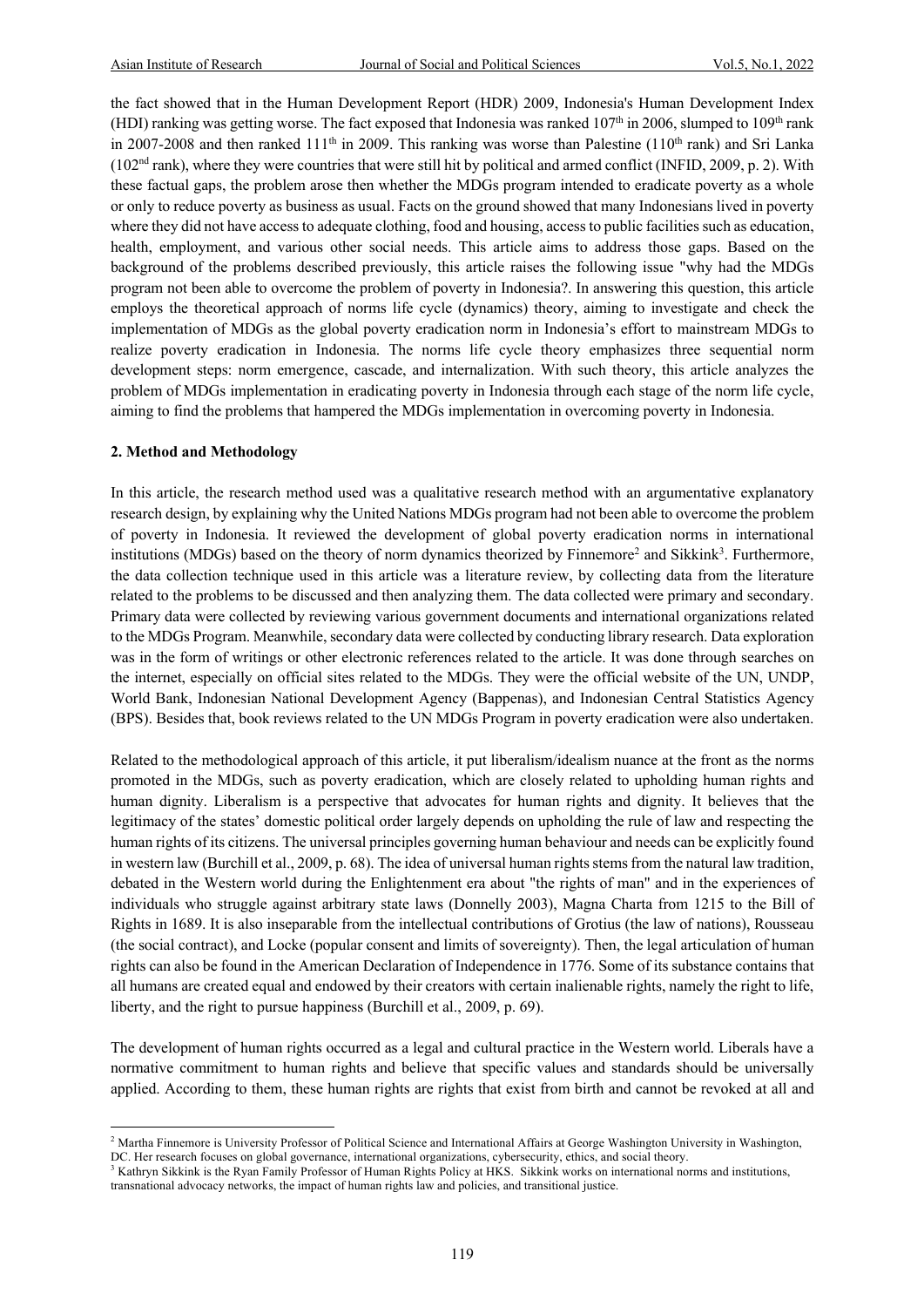the fact showed that in the Human Development Report (HDR) 2009, Indonesia's Human Development Index (HDI) ranking was getting worse. The fact exposed that Indonesia was ranked 107th in 2006, slumped to 109th rank in 2007-2008 and then ranked 111th in 2009. This ranking was worse than Palestine (110th rank) and Sri Lanka (102nd rank), where they were countries that were still hit by political and armed conflict (INFID, 2009, p. 2). With these factual gaps, the problem arose then whether the MDGs program intended to eradicate poverty as a whole or only to reduce poverty as business as usual. Facts on the ground showed that many Indonesians lived in poverty where they did not have access to adequate clothing, food and housing, access to public facilities such as education, health, employment, and various other social needs. This article aims to address those gaps. Based on the background of the problems described previously, this article raises the following issue "why had the MDGs program not been able to overcome the problem of poverty in Indonesia?. In answering this question, this article employs the theoretical approach of norms life cycle (dynamics) theory, aiming to investigate and check the implementation of MDGs as the global poverty eradication norm in Indonesia's effort to mainstream MDGs to realize poverty eradication in Indonesia. The norms life cycle theory emphasizes three sequential norm development steps: norm emergence, cascade, and internalization. With such theory, this article analyzes the problem of MDGs implementation in eradicating poverty in Indonesia through each stage of the norm life cycle, aiming to find the problems that hampered the MDGs implementation in overcoming poverty in Indonesia.

## 2. Method and Methodology

In this article, the research method used was a qualitative research method with an argumentative explanatory research design, by explaining why the United Nations MDGs program had not been able to overcome the problem of poverty in Indonesia. It reviewed the development of global poverty eradication norms in international institutions (MDGs) based on the theory of norm dynamics theorized by Finnemore[2] and Sikkink[3]. Furthermore, the data collection technique used in this article was a literature review, by collecting data from the literature related to the problems to be discussed and then analyzing them. The data collected were primary and secondary. Primary data were collected by reviewing various government documents and international organizations related to the MDGs Program. Meanwhile, secondary data were collected by conducting library research. Data exploration was in the form of writings or other electronic references related to the article. It was done through searches on the internet, especially on official sites related to the MDGs. They were the official website of the UN, UNDP, World Bank, Indonesian National Development Agency (Bappenas), and Indonesian Central Statistics Agency (BPS). Besides that, book reviews related to the UN MDGs Program in poverty eradication were also undertaken.

Related to the methodological approach of this article, it put liberalism/idealism nuance at the front as the norms promoted in the MDGs, such as poverty eradication, which are closely related to upholding human rights and human dignity. Liberalism is a perspective that advocates for human rights and dignity. It believes that the legitimacy of the states' domestic political order largely depends on upholding the rule of law and respecting the human rights of its citizens. The universal principles governing human behaviour and needs can be explicitly found in western law (Burchill et al., 2009, p. 68). The idea of universal human rights stems from the natural law tradition, debated in the Western world during the Enlightenment era about "the rights of man" and in the experiences of individuals who struggle against arbitrary state laws (Donnelly 2003), Magna Charta from 1215 to the Bill of Rights in 1689. It is also inseparable from the intellectual contributions of Grotius (the law of nations), Rousseau (the social contract), and Locke (popular consent and limits of sovereignty). Then, the legal articulation of human rights can also be found in the American Declaration of Independence in 1776. Some of its substance contains that all humans are created equal and endowed by their creators with certain inalienable rights, namely the right to life, liberty, and the right to pursue happiness (Burchill et al., 2009, p. 69).

The development of human rights occurred as a legal and cultural practice in the Western world. Liberals have a normative commitment to human rights and believe that specific values and standards should be universally applied. According to them, these human rights are rights that exist from birth and cannot be revoked at all and

[2] Martha Finnemore is University Professor of Political Science and International Affairs at George Washington University in Washington, DC. Her research focuses on global governance, international organizations, cybersecurity, ethics, and social theory.

[3] Kathryn Sikkink is the Ryan Family Professor of Human Rights Policy at HKS. Sikkink works on international norms and institutions, transnational advocacy networks, the impact of human rights law and policies, and transitional justice.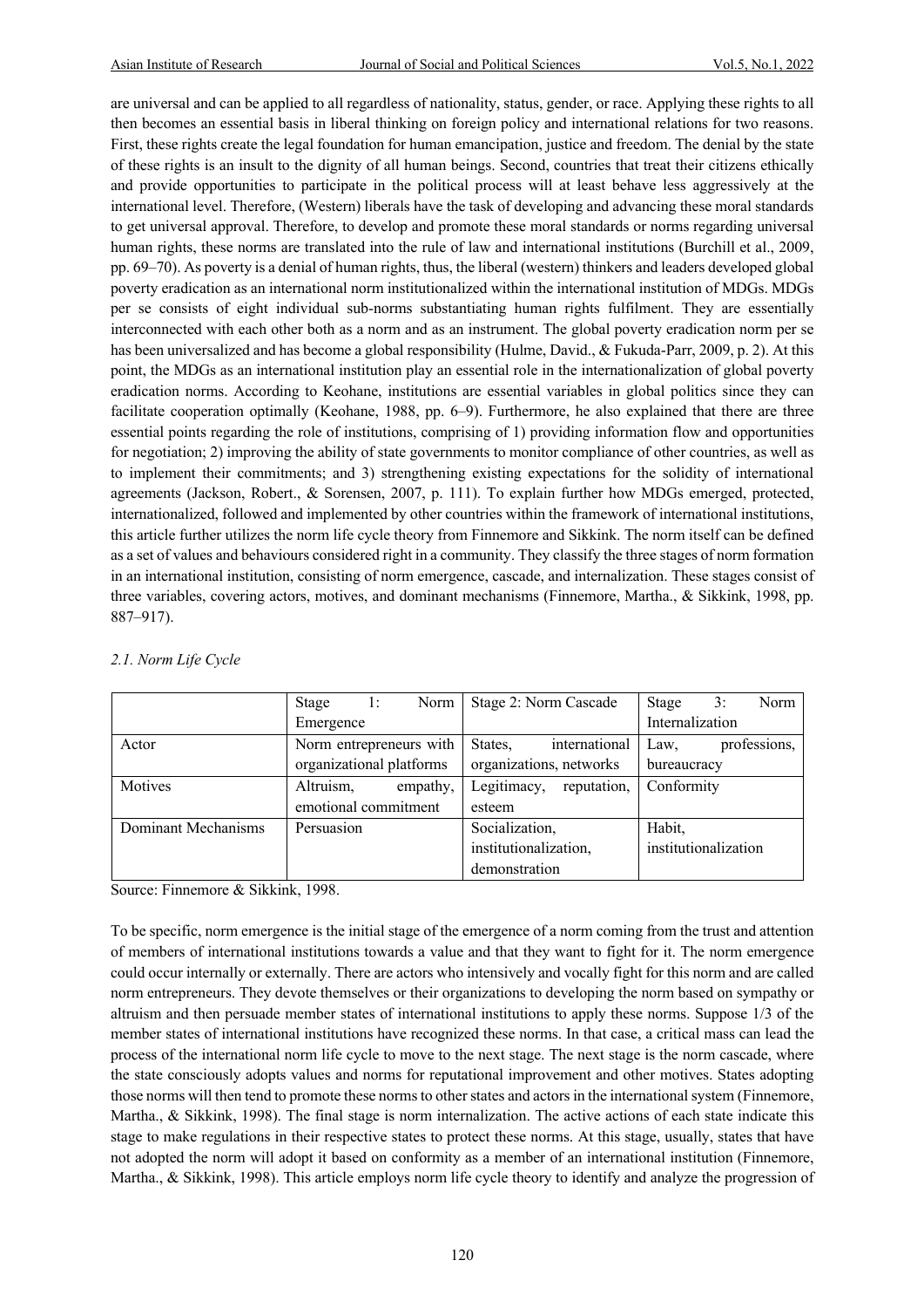are universal and can be applied to all regardless of nationality, status, gender, or race. Applying these rights to all then becomes an essential basis in liberal thinking on foreign policy and international relations for two reasons. First, these rights create the legal foundation for human emancipation, justice and freedom. The denial by the state of these rights is an insult to the dignity of all human beings. Second, countries that treat their citizens ethically and provide opportunities to participate in the political process will at least behave less aggressively at the international level. Therefore, (Western) liberals have the task of developing and advancing these moral standards to get universal approval. Therefore, to develop and promote these moral standards or norms regarding universal human rights, these norms are translated into the rule of law and international institutions (Burchill et al., 2009, pp. 69–70). As poverty is a denial of human rights, thus, the liberal (western) thinkers and leaders developed global poverty eradication as an international norm institutionalized within the international institution of MDGs. MDGs per se consists of eight individual sub-norms substantiating human rights fulfilment. They are essentially interconnected with each other both as a norm and as an instrument. The global poverty eradication norm per se has been universalized and has become a global responsibility (Hulme, David., & Fukuda-Parr, 2009, p. 2). At this point, the MDGs as an international institution play an essential role in the internationalization of global poverty eradication norms. According to Keohane, institutions are essential variables in global politics since they can facilitate cooperation optimally (Keohane, 1988, pp. 6–9). Furthermore, he also explained that there are three essential points regarding the role of institutions, comprising of 1) providing information flow and opportunities for negotiation; 2) improving the ability of state governments to monitor compliance of other countries, as well as to implement their commitments; and 3) strengthening existing expectations for the solidity of international agreements (Jackson, Robert., & Sorensen, 2007, p. 111). To explain further how MDGs emerged, protected, internationalized, followed and implemented by other countries within the framework of international institutions, this article further utilizes the norm life cycle theory from Finnemore and Sikkink. The norm itself can be defined as a set of values and behaviours considered right in a community. They classify the three stages of norm formation in an international institution, consisting of norm emergence, cascade, and internalization. These stages consist of three variables, covering actors, motives, and dominant mechanisms (Finnemore, Martha., & Sikkink, 1998, pp. 887–917).

*2.1. Norm Life Cycle*

| | Stage 1: Norm Emergence | Stage 2: Norm Cascade | Stage 3: Norm Internalization |
|---|---|---|---|
| Actor | Norm entrepreneurs with organizational platforms | States, international organizations, networks | Law, professions, bureaucracy |
| Motives | Altruism, empathy, emotional commitment | Legitimacy, reputation, esteem | Conformity |
| Dominant Mechanisms | Persuasion | Socialization, institutionalization, demonstration | Habit, institutionalization |

Source: Finnemore & Sikkink, 1998.

To be specific, norm emergence is the initial stage of the emergence of a norm coming from the trust and attention of members of international institutions towards a value and that they want to fight for it. The norm emergence could occur internally or externally. There are actors who intensively and vocally fight for this norm and are called norm entrepreneurs. They devote themselves or their organizations to developing the norm based on sympathy or altruism and then persuade member states of international institutions to apply these norms. Suppose 1/3 of the member states of international institutions have recognized these norms. In that case, a critical mass can lead the process of the international norm life cycle to move to the next stage. The next stage is the norm cascade, where the state consciously adopts values and norms for reputational improvement and other motives. States adopting those norms will then tend to promote these norms to other states and actors in the international system (Finnemore, Martha., & Sikkink, 1998). The final stage is norm internalization. The active actions of each state indicate this stage to make regulations in their respective states to protect these norms. At this stage, usually, states that have not adopted the norm will adopt it based on conformity as a member of an international institution (Finnemore, Martha., & Sikkink, 1998). This article employs norm life cycle theory to identify and analyze the progression of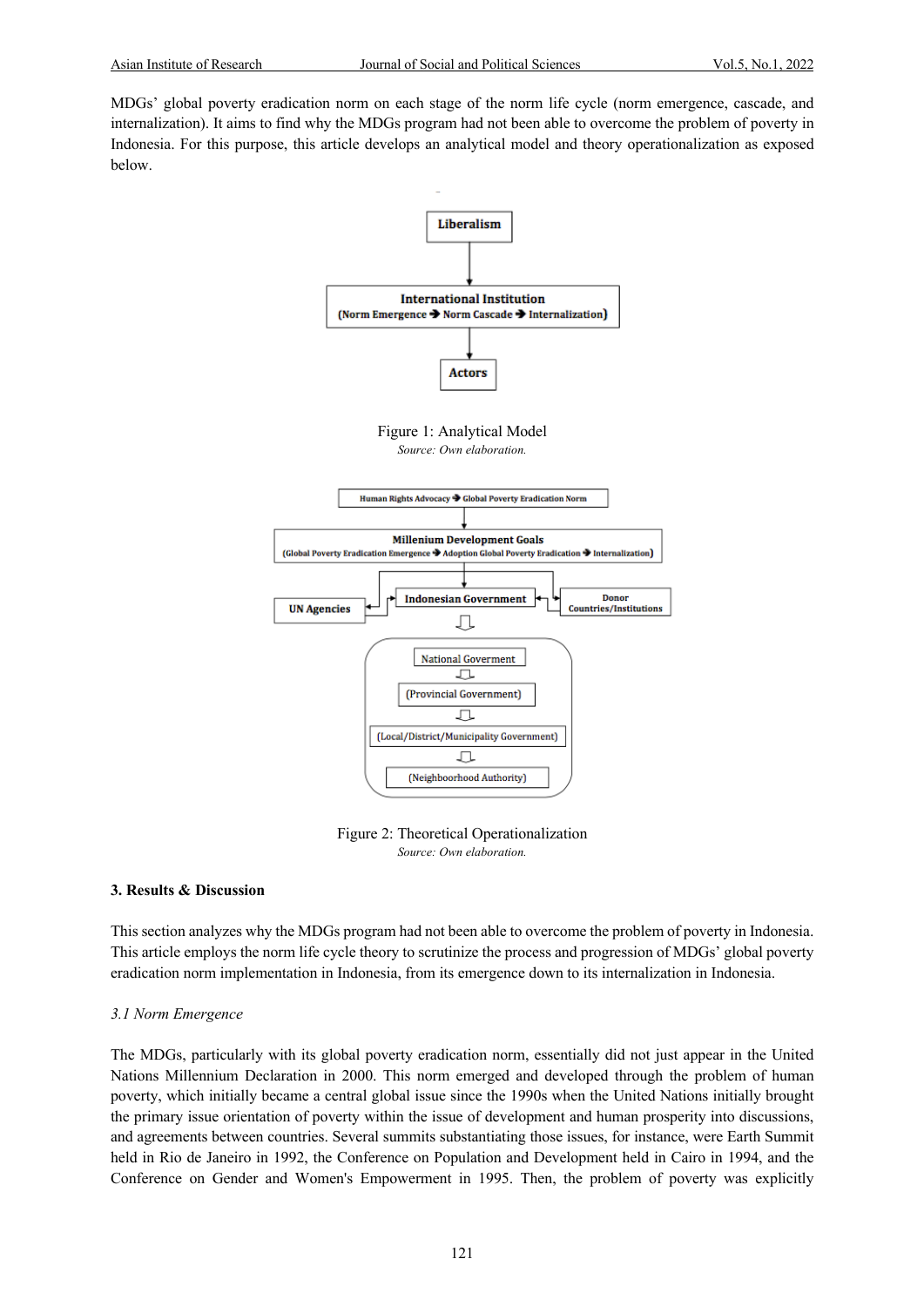MDGs' global poverty eradication norm on each stage of the norm life cycle (norm emergence, cascade, and internalization). It aims to find why the MDGs program had not been able to overcome the problem of poverty in Indonesia. For this purpose, this article develops an analytical model and theory operationalization as exposed below.

Liberalism

International Institution
(Norm Emergence ➔ Norm Cascade ➔ Internalization)

Actors

Figure 1: Analytical Model
*Source: Own elaboration.*

Human Rights Advocacy ➔ Global Poverty Eradication Norm

Millenium Development Goals
(Global Poverty Eradication Emergence ➔ Adoption Global Poverty Eradication ➔ Internalization)

UN Agencies

Indonesian Government

Donor Countries/Institutions

National Goverment

(Provincial Government)

(Local/District/Municipality Government)

(Neighbourhood Authority)

Figure 2: Theoretical Operationalization
*Source: Own elaboration.*

### 3. Results & Discussion

This section analyzes why the MDGs program had not been able to overcome the problem of poverty in Indonesia. This article employs the norm life cycle theory to scrutinize the process and progression of MDGs' global poverty eradication norm implementation in Indonesia, from its emergence down to its internalization in Indonesia.

#### *3.1 Norm Emergence*

The MDGs, particularly with its global poverty eradication norm, essentially did not just appear in the United Nations Millennium Declaration in 2000. This norm emerged and developed through the problem of human poverty, which initially became a central global issue since the 1990s when the United Nations initially brought the primary issue orientation of poverty within the issue of development and human prosperity into discussions, and agreements between countries. Several summits substantiating those issues, for instance, were Earth Summit held in Rio de Janeiro in 1992, the Conference on Population and Development held in Cairo in 1994, and the Conference on Gender and Women's Empowerment in 1995. Then, the problem of poverty was explicitly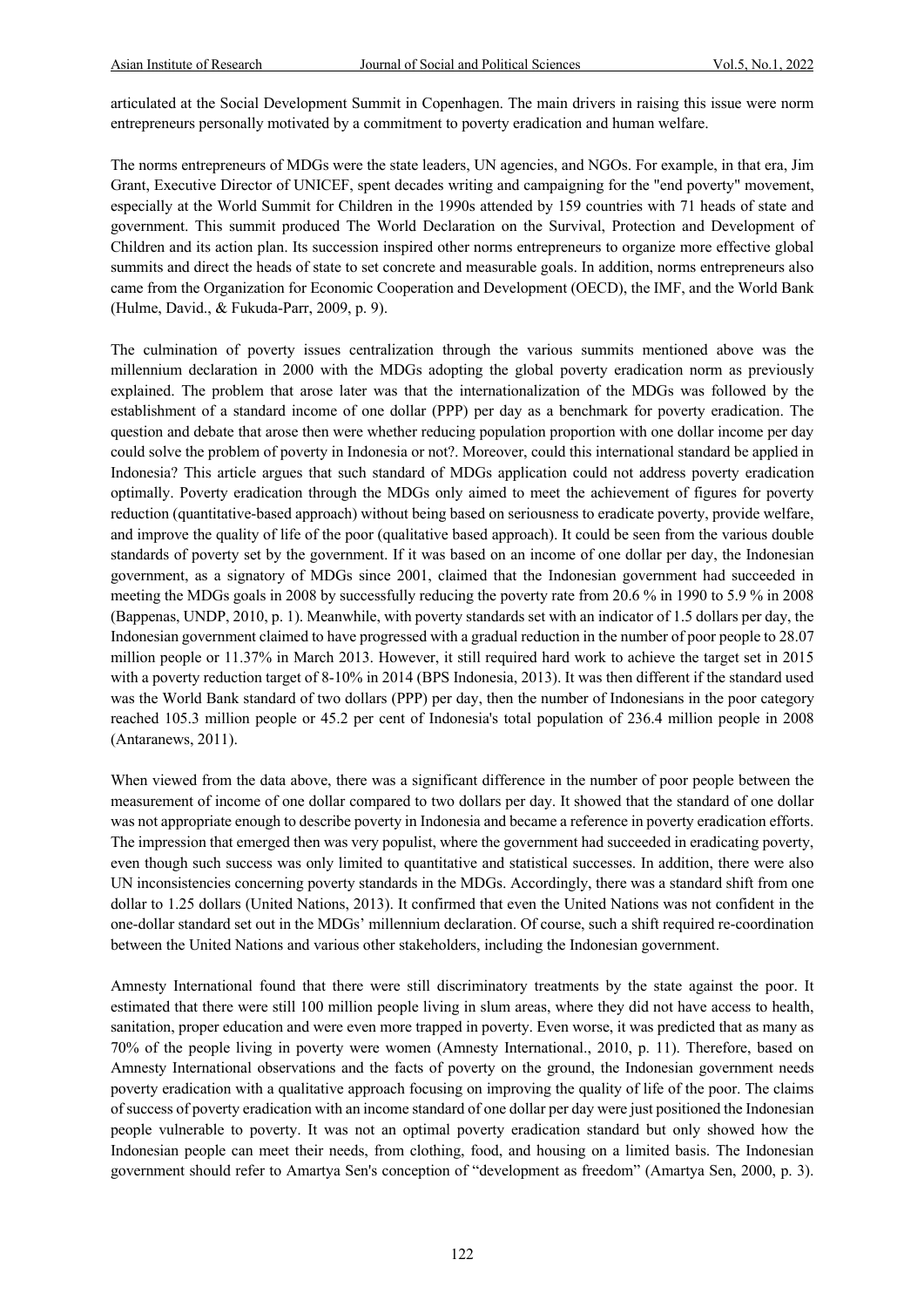articulated at the Social Development Summit in Copenhagen. The main drivers in raising this issue were norm entrepreneurs personally motivated by a commitment to poverty eradication and human welfare.

The norms entrepreneurs of MDGs were the state leaders, UN agencies, and NGOs. For example, in that era, Jim Grant, Executive Director of UNICEF, spent decades writing and campaigning for the "end poverty" movement, especially at the World Summit for Children in the 1990s attended by 159 countries with 71 heads of state and government. This summit produced The World Declaration on the Survival, Protection and Development of Children and its action plan. Its succession inspired other norms entrepreneurs to organize more effective global summits and direct the heads of state to set concrete and measurable goals. In addition, norms entrepreneurs also came from the Organization for Economic Cooperation and Development (OECD), the IMF, and the World Bank (Hulme, David., & Fukuda-Parr, 2009, p. 9).

The culmination of poverty issues centralization through the various summits mentioned above was the millennium declaration in 2000 with the MDGs adopting the global poverty eradication norm as previously explained. The problem that arose later was that the internationalization of the MDGs was followed by the establishment of a standard income of one dollar (PPP) per day as a benchmark for poverty eradication. The question and debate that arose then were whether reducing population proportion with one dollar income per day could solve the problem of poverty in Indonesia or not?. Moreover, could this international standard be applied in Indonesia? This article argues that such standard of MDGs application could not address poverty eradication optimally. Poverty eradication through the MDGs only aimed to meet the achievement of figures for poverty reduction (quantitative-based approach) without being based on seriousness to eradicate poverty, provide welfare, and improve the quality of life of the poor (qualitative based approach). It could be seen from the various double standards of poverty set by the government. If it was based on an income of one dollar per day, the Indonesian government, as a signatory of MDGs since 2001, claimed that the Indonesian government had succeeded in meeting the MDGs goals in 2008 by successfully reducing the poverty rate from 20.6 % in 1990 to 5.9 % in 2008 (Bappenas, UNDP, 2010, p. 1). Meanwhile, with poverty standards set with an indicator of 1.5 dollars per day, the Indonesian government claimed to have progressed with a gradual reduction in the number of poor people to 28.07 million people or 11.37% in March 2013. However, it still required hard work to achieve the target set in 2015 with a poverty reduction target of 8-10% in 2014 (BPS Indonesia, 2013). It was then different if the standard used was the World Bank standard of two dollars (PPP) per day, then the number of Indonesians in the poor category reached 105.3 million people or 45.2 per cent of Indonesia's total population of 236.4 million people in 2008 (Antaranews, 2011).

When viewed from the data above, there was a significant difference in the number of poor people between the measurement of income of one dollar compared to two dollars per day. It showed that the standard of one dollar was not appropriate enough to describe poverty in Indonesia and became a reference in poverty eradication efforts. The impression that emerged then was very populist, where the government had succeeded in eradicating poverty, even though such success was only limited to quantitative and statistical successes. In addition, there were also UN inconsistencies concerning poverty standards in the MDGs. Accordingly, there was a standard shift from one dollar to 1.25 dollars (United Nations, 2013). It confirmed that even the United Nations was not confident in the one-dollar standard set out in the MDGs' millennium declaration. Of course, such a shift required re-coordination between the United Nations and various other stakeholders, including the Indonesian government.

Amnesty International found that there were still discriminatory treatments by the state against the poor. It estimated that there were still 100 million people living in slum areas, where they did not have access to health, sanitation, proper education and were even more trapped in poverty. Even worse, it was predicted that as many as 70% of the people living in poverty were women (Amnesty International., 2010, p. 11). Therefore, based on Amnesty International observations and the facts of poverty on the ground, the Indonesian government needs poverty eradication with a qualitative approach focusing on improving the quality of life of the poor. The claims of success of poverty eradication with an income standard of one dollar per day were just positioned the Indonesian people vulnerable to poverty. It was not an optimal poverty eradication standard but only showed how the Indonesian people can meet their needs, from clothing, food, and housing on a limited basis. The Indonesian government should refer to Amartya Sen's conception of "development as freedom" (Amartya Sen, 2000, p. 3).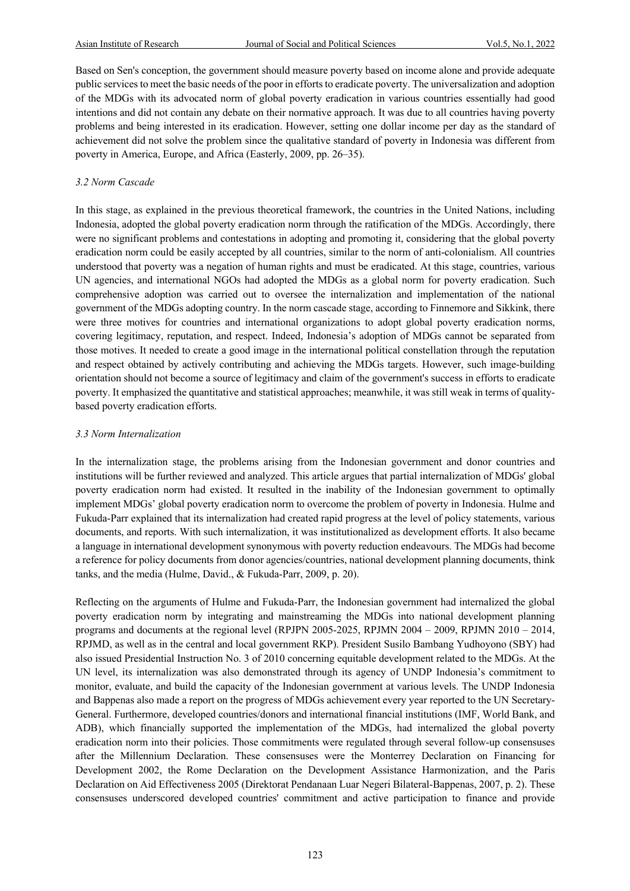Based on Sen's conception, the government should measure poverty based on income alone and provide adequate public services to meet the basic needs of the poor in efforts to eradicate poverty. The universalization and adoption of the MDGs with its advocated norm of global poverty eradication in various countries essentially had good intentions and did not contain any debate on their normative approach. It was due to all countries having poverty problems and being interested in its eradication. However, setting one dollar income per day as the standard of achievement did not solve the problem since the qualitative standard of poverty in Indonesia was different from poverty in America, Europe, and Africa (Easterly, 2009, pp. 26–35).

### *3.2 Norm Cascade*

In this stage, as explained in the previous theoretical framework, the countries in the United Nations, including Indonesia, adopted the global poverty eradication norm through the ratification of the MDGs. Accordingly, there were no significant problems and contestations in adopting and promoting it, considering that the global poverty eradication norm could be easily accepted by all countries, similar to the norm of anti-colonialism. All countries understood that poverty was a negation of human rights and must be eradicated. At this stage, countries, various UN agencies, and international NGOs had adopted the MDGs as a global norm for poverty eradication. Such comprehensive adoption was carried out to oversee the internalization and implementation of the national government of the MDGs adopting country. In the norm cascade stage, according to Finnemore and Sikkink, there were three motives for countries and international organizations to adopt global poverty eradication norms, covering legitimacy, reputation, and respect. Indeed, Indonesia's adoption of MDGs cannot be separated from those motives. It needed to create a good image in the international political constellation through the reputation and respect obtained by actively contributing and achieving the MDGs targets. However, such image-building orientation should not become a source of legitimacy and claim of the government's success in efforts to eradicate poverty. It emphasized the quantitative and statistical approaches; meanwhile, it was still weak in terms of quality-based poverty eradication efforts.

### *3.3 Norm Internalization*

In the internalization stage, the problems arising from the Indonesian government and donor countries and institutions will be further reviewed and analyzed. This article argues that partial internalization of MDGs' global poverty eradication norm had existed. It resulted in the inability of the Indonesian government to optimally implement MDGs' global poverty eradication norm to overcome the problem of poverty in Indonesia. Hulme and Fukuda-Parr explained that its internalization had created rapid progress at the level of policy statements, various documents, and reports. With such internalization, it was institutionalized as development efforts. It also became a language in international development synonymous with poverty reduction endeavours. The MDGs had become a reference for policy documents from donor agencies/countries, national development planning documents, think tanks, and the media (Hulme, David., & Fukuda-Parr, 2009, p. 20).

Reflecting on the arguments of Hulme and Fukuda-Parr, the Indonesian government had internalized the global poverty eradication norm by integrating and mainstreaming the MDGs into national development planning programs and documents at the regional level (RPJPN 2005-2025, RPJMN 2004 – 2009, RPJMN 2010 – 2014, RPJMD, as well as in the central and local government RKP). President Susilo Bambang Yudhoyono (SBY) had also issued Presidential Instruction No. 3 of 2010 concerning equitable development related to the MDGs. At the UN level, its internalization was also demonstrated through its agency of UNDP Indonesia's commitment to monitor, evaluate, and build the capacity of the Indonesian government at various levels. The UNDP Indonesia and Bappenas also made a report on the progress of MDGs achievement every year reported to the UN Secretary-General. Furthermore, developed countries/donors and international financial institutions (IMF, World Bank, and ADB), which financially supported the implementation of the MDGs, had internalized the global poverty eradication norm into their policies. Those commitments were regulated through several follow-up consensuses after the Millennium Declaration. These consensuses were the Monterrey Declaration on Financing for Development 2002, the Rome Declaration on the Development Assistance Harmonization, and the Paris Declaration on Aid Effectiveness 2005 (Direktorat Pendanaan Luar Negeri Bilateral-Bappenas, 2007, p. 2). These consensuses underscored developed countries' commitment and active participation to finance and provide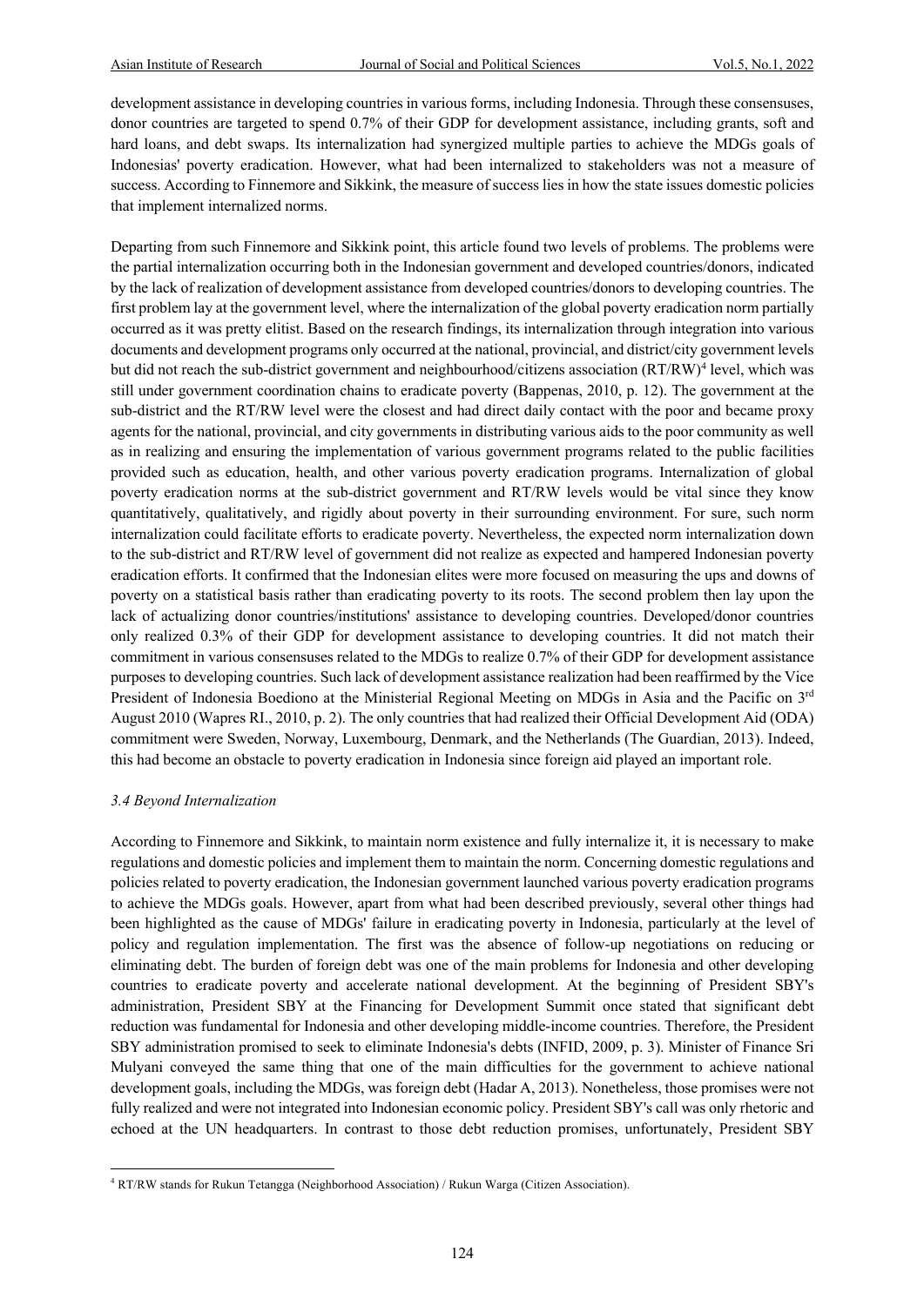development assistance in developing countries in various forms, including Indonesia. Through these consensuses, donor countries are targeted to spend 0.7% of their GDP for development assistance, including grants, soft and hard loans, and debt swaps. Its internalization had synergized multiple parties to achieve the MDGs goals of Indonesias' poverty eradication. However, what had been internalized to stakeholders was not a measure of success. According to Finnemore and Sikkink, the measure of success lies in how the state issues domestic policies that implement internalized norms.

Departing from such Finnemore and Sikkink point, this article found two levels of problems. The problems were the partial internalization occurring both in the Indonesian government and developed countries/donors, indicated by the lack of realization of development assistance from developed countries/donors to developing countries. The first problem lay at the government level, where the internalization of the global poverty eradication norm partially occurred as it was pretty elitist. Based on the research findings, its internalization through integration into various documents and development programs only occurred at the national, provincial, and district/city government levels but did not reach the sub-district government and neighbourhood/citizens association (RT/RW)[4] level, which was still under government coordination chains to eradicate poverty (Bappenas, 2010, p. 12). The government at the sub-district and the RT/RW level were the closest and had direct daily contact with the poor and became proxy agents for the national, provincial, and city governments in distributing various aids to the poor community as well as in realizing and ensuring the implementation of various government programs related to the public facilities provided such as education, health, and other various poverty eradication programs. Internalization of global poverty eradication norms at the sub-district government and RT/RW levels would be vital since they know quantitatively, qualitatively, and rigidly about poverty in their surrounding environment. For sure, such norm internalization could facilitate efforts to eradicate poverty. Nevertheless, the expected norm internalization down to the sub-district and RT/RW level of government did not realize as expected and hampered Indonesian poverty eradication efforts. It confirmed that the Indonesian elites were more focused on measuring the ups and downs of poverty on a statistical basis rather than eradicating poverty to its roots. The second problem then lay upon the lack of actualizing donor countries/institutions' assistance to developing countries. Developed/donor countries only realized 0.3% of their GDP for development assistance to developing countries. It did not match their commitment in various consensuses related to the MDGs to realize 0.7% of their GDP for development assistance purposes to developing countries. Such lack of development assistance realization had been reaffirmed by the Vice President of Indonesia Boediono at the Ministerial Regional Meeting on MDGs in Asia and the Pacific on 3rd August 2010 (Wapres RI., 2010, p. 2). The only countries that had realized their Official Development Aid (ODA) commitment were Sweden, Norway, Luxembourg, Denmark, and the Netherlands (The Guardian, 2013). Indeed, this had become an obstacle to poverty eradication in Indonesia since foreign aid played an important role.

### *3.4 Beyond Internalization*

According to Finnemore and Sikkink, to maintain norm existence and fully internalize it, it is necessary to make regulations and domestic policies and implement them to maintain the norm. Concerning domestic regulations and policies related to poverty eradication, the Indonesian government launched various poverty eradication programs to achieve the MDGs goals. However, apart from what had been described previously, several other things had been highlighted as the cause of MDGs' failure in eradicating poverty in Indonesia, particularly at the level of policy and regulation implementation. The first was the absence of follow-up negotiations on reducing or eliminating debt. The burden of foreign debt was one of the main problems for Indonesia and other developing countries to eradicate poverty and accelerate national development. At the beginning of President SBY's administration, President SBY at the Financing for Development Summit once stated that significant debt reduction was fundamental for Indonesia and other developing middle-income countries. Therefore, the President SBY administration promised to seek to eliminate Indonesia's debts (INFID, 2009, p. 3). Minister of Finance Sri Mulyani conveyed the same thing that one of the main difficulties for the government to achieve national development goals, including the MDGs, was foreign debt (Hadar A, 2013). Nonetheless, those promises were not fully realized and were not integrated into Indonesian economic policy. President SBY's call was only rhetoric and echoed at the UN headquarters. In contrast to those debt reduction promises, unfortunately, President SBY

[4] RT/RW stands for Rukun Tetangga (Neighborhood Association) / Rukun Warga (Citizen Association).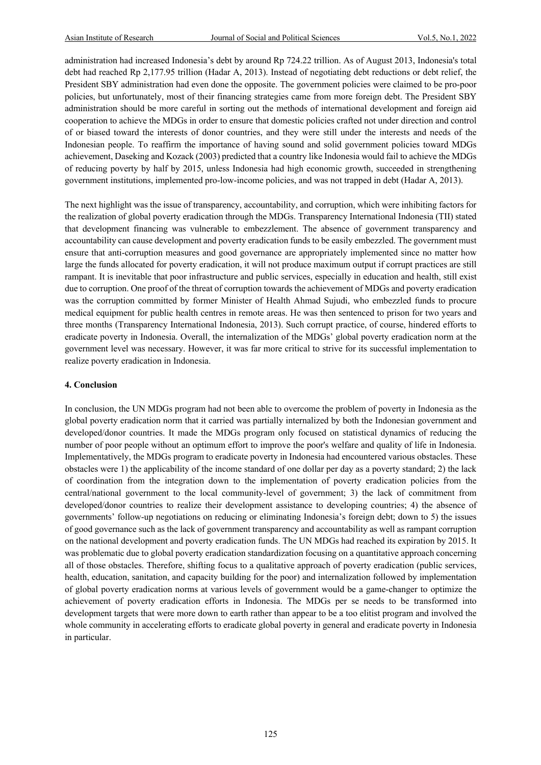administration had increased Indonesia's debt by around Rp 724.22 trillion. As of August 2013, Indonesia's total debt had reached Rp 2,177.95 trillion (Hadar A, 2013). Instead of negotiating debt reductions or debt relief, the President SBY administration had even done the opposite. The government policies were claimed to be pro-poor policies, but unfortunately, most of their financing strategies came from more foreign debt. The President SBY administration should be more careful in sorting out the methods of international development and foreign aid cooperation to achieve the MDGs in order to ensure that domestic policies crafted not under direction and control of or biased toward the interests of donor countries, and they were still under the interests and needs of the Indonesian people. To reaffirm the importance of having sound and solid government policies toward MDGs achievement, Daseking and Kozack (2003) predicted that a country like Indonesia would fail to achieve the MDGs of reducing poverty by half by 2015, unless Indonesia had high economic growth, succeeded in strengthening government institutions, implemented pro-low-income policies, and was not trapped in debt (Hadar A, 2013).

The next highlight was the issue of transparency, accountability, and corruption, which were inhibiting factors for the realization of global poverty eradication through the MDGs. Transparency International Indonesia (TII) stated that development financing was vulnerable to embezzlement. The absence of government transparency and accountability can cause development and poverty eradication funds to be easily embezzled. The government must ensure that anti-corruption measures and good governance are appropriately implemented since no matter how large the funds allocated for poverty eradication, it will not produce maximum output if corrupt practices are still rampant. It is inevitable that poor infrastructure and public services, especially in education and health, still exist due to corruption. One proof of the threat of corruption towards the achievement of MDGs and poverty eradication was the corruption committed by former Minister of Health Ahmad Sujudi, who embezzled funds to procure medical equipment for public health centres in remote areas. He was then sentenced to prison for two years and three months (Transparency International Indonesia, 2013). Such corrupt practice, of course, hindered efforts to eradicate poverty in Indonesia. Overall, the internalization of the MDGs' global poverty eradication norm at the government level was necessary. However, it was far more critical to strive for its successful implementation to realize poverty eradication in Indonesia.

## 4. Conclusion

In conclusion, the UN MDGs program had not been able to overcome the problem of poverty in Indonesia as the global poverty eradication norm that it carried was partially internalized by both the Indonesian government and developed/donor countries. It made the MDGs program only focused on statistical dynamics of reducing the number of poor people without an optimum effort to improve the poor's welfare and quality of life in Indonesia. Implementatively, the MDGs program to eradicate poverty in Indonesia had encountered various obstacles. These obstacles were 1) the applicability of the income standard of one dollar per day as a poverty standard; 2) the lack of coordination from the integration down to the implementation of poverty eradication policies from the central/national government to the local community-level of government; 3) the lack of commitment from developed/donor countries to realize their development assistance to developing countries; 4) the absence of governments' follow-up negotiations on reducing or eliminating Indonesia's foreign debt; down to 5) the issues of good governance such as the lack of government transparency and accountability as well as rampant corruption on the national development and poverty eradication funds. The UN MDGs had reached its expiration by 2015. It was problematic due to global poverty eradication standardization focusing on a quantitative approach concerning all of those obstacles. Therefore, shifting focus to a qualitative approach of poverty eradication (public services, health, education, sanitation, and capacity building for the poor) and internalization followed by implementation of global poverty eradication norms at various levels of government would be a game-changer to optimize the achievement of poverty eradication efforts in Indonesia. The MDGs per se needs to be transformed into development targets that were more down to earth rather than appear to be a too elitist program and involved the whole community in accelerating efforts to eradicate global poverty in general and eradicate poverty in Indonesia in particular.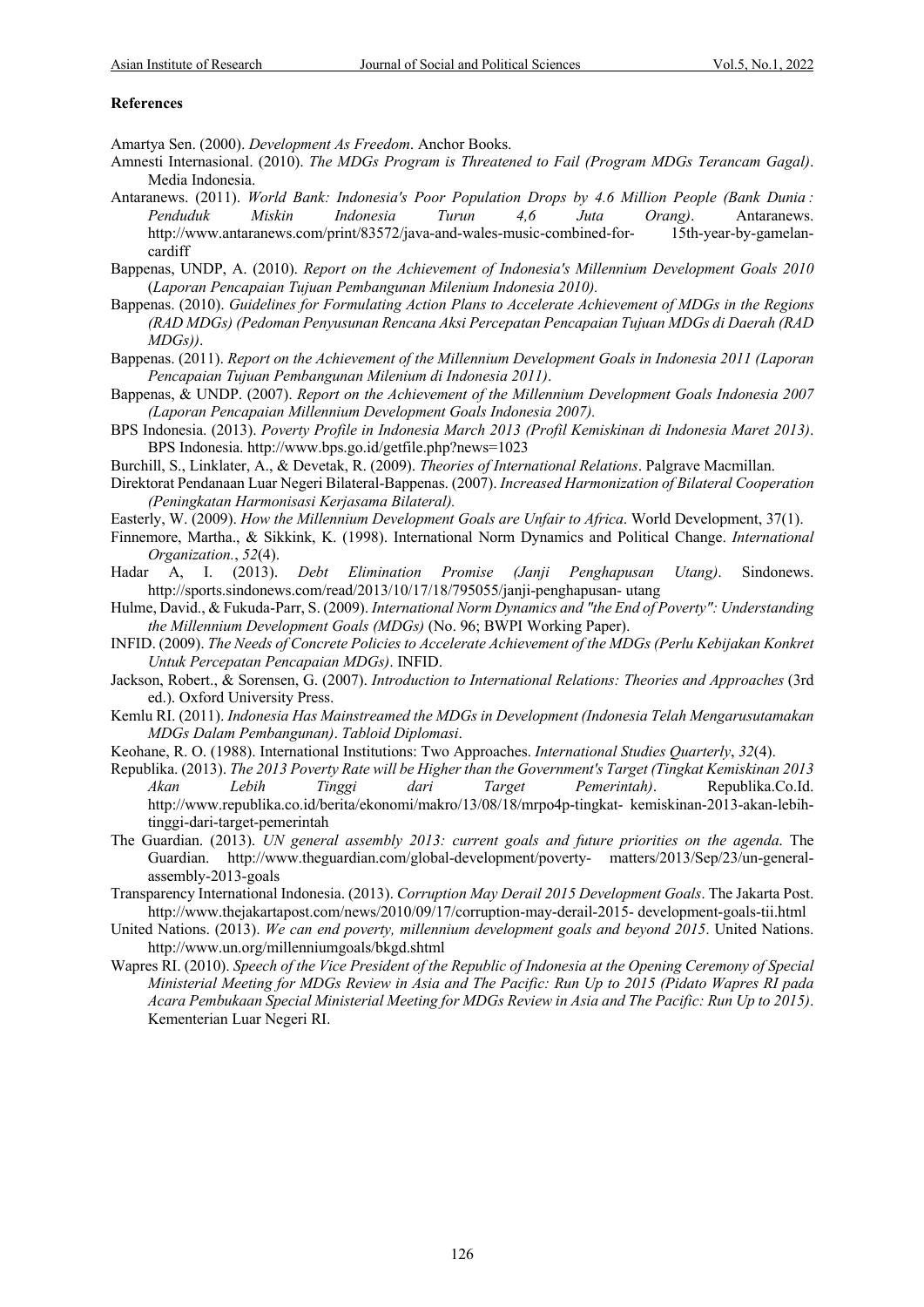**References**

Amartya Sen. (2000). *Development As Freedom*. Anchor Books.

Amnesti Internasional. (2010). *The MDGs Program is Threatened to Fail (Program MDGs Terancam Gagal)*. Media Indonesia.

Antaranews. (2011). *World Bank: Indonesia's Poor Population Drops by 4.6 Million People (Bank Dunia : Penduduk Miskin Indonesia Turun 4,6 Juta Orang)*. Antaranews. http://www.antaranews.com/print/83572/java-and-wales-music-combined-for- 15th-year-by-gamelan-cardiff

Bappenas, UNDP, A. (2010). *Report on the Achievement of Indonesia's Millennium Development Goals 2010* (*Laporan Pencapaian Tujuan Pembangunan Milenium Indonesia 2010).*

Bappenas. (2010). *Guidelines for Formulating Action Plans to Accelerate Achievement of MDGs in the Regions (RAD MDGs) (Pedoman Penyusunan Rencana Aksi Percepatan Pencapaian Tujuan MDGs di Daerah (RAD MDGs))*.

Bappenas. (2011). *Report on the Achievement of the Millennium Development Goals in Indonesia 2011 (Laporan Pencapaian Tujuan Pembangunan Milenium di Indonesia 2011)*.

Bappenas, & UNDP. (2007). *Report on the Achievement of the Millennium Development Goals Indonesia 2007 (Laporan Pencapaian Millennium Development Goals Indonesia 2007).*

BPS Indonesia. (2013). *Poverty Profile in Indonesia March 2013 (Profil Kemiskinan di Indonesia Maret 2013)*. BPS Indonesia. http://www.bps.go.id/getfile.php?news=1023

Burchill, S., Linklater, A., & Devetak, R. (2009). *Theories of International Relations*. Palgrave Macmillan.

Direktorat Pendanaan Luar Negeri Bilateral-Bappenas. (2007). *Increased Harmonization of Bilateral Cooperation (Peningkatan Harmonisasi Kerjasama Bilateral).*

Easterly, W. (2009). *How the Millennium Development Goals are Unfair to Africa*. World Development, 37(1).

Finnemore, Martha., & Sikkink, K. (1998). International Norm Dynamics and Political Change. *International Organization.*, *52*(4).

Hadar A, I. (2013). *Debt Elimination Promise (Janji Penghapusan Utang)*. Sindonews. http://sports.sindonews.com/read/2013/10/17/18/795055/janji-penghapusan- utang

Hulme, David., & Fukuda-Parr, S. (2009). *International Norm Dynamics and "the End of Poverty": Understanding the Millennium Development Goals (MDGs)* (No. 96; BWPI Working Paper).

INFID. (2009). *The Needs of Concrete Policies to Accelerate Achievement of the MDGs (Perlu Kebijakan Konkret Untuk Percepatan Pencapaian MDGs)*. INFID.

Jackson, Robert., & Sorensen, G. (2007). *Introduction to International Relations: Theories and Approaches* (3rd ed.). Oxford University Press.

Kemlu RI. (2011). *Indonesia Has Mainstreamed the MDGs in Development (Indonesia Telah Mengarusutamakan MDGs Dalam Pembangunan)*. *Tabloid Diplomasi*.

Keohane, R. O. (1988). International Institutions: Two Approaches. *International Studies Quarterly*, *32*(4).

Republika. (2013). *The 2013 Poverty Rate will be Higher than the Government's Target (Tingkat Kemiskinan 2013 Akan Lebih Tinggi dari Target Pemerintah)*. Republika.Co.Id. http://www.republika.co.id/berita/ekonomi/makro/13/08/18/mrpo4p-tingkat- kemiskinan-2013-akan-lebih-tinggi-dari-target-pemerintah

The Guardian. (2013). *UN general assembly 2013: current goals and future priorities on the agenda*. The Guardian. http://www.theguardian.com/global-development/poverty- matters/2013/Sep/23/un-general-assembly-2013-goals

Transparency International Indonesia. (2013). *Corruption May Derail 2015 Development Goals*. The Jakarta Post. http://www.thejakartapost.com/news/2010/09/17/corruption-may-derail-2015- development-goals-tii.html

United Nations. (2013). *We can end poverty, millennium development goals and beyond 2015*. United Nations. http://www.un.org/millenniumgoals/bkgd.shtml

Wapres RI. (2010). *Speech of the Vice President of the Republic of Indonesia at the Opening Ceremony of Special Ministerial Meeting for MDGs Review in Asia and The Pacific: Run Up to 2015 (Pidato Wapres RI pada Acara Pembukaan Special Ministerial Meeting for MDGs Review in Asia and The Pacific: Run Up to 2015)*. Kementerian Luar Negeri RI.